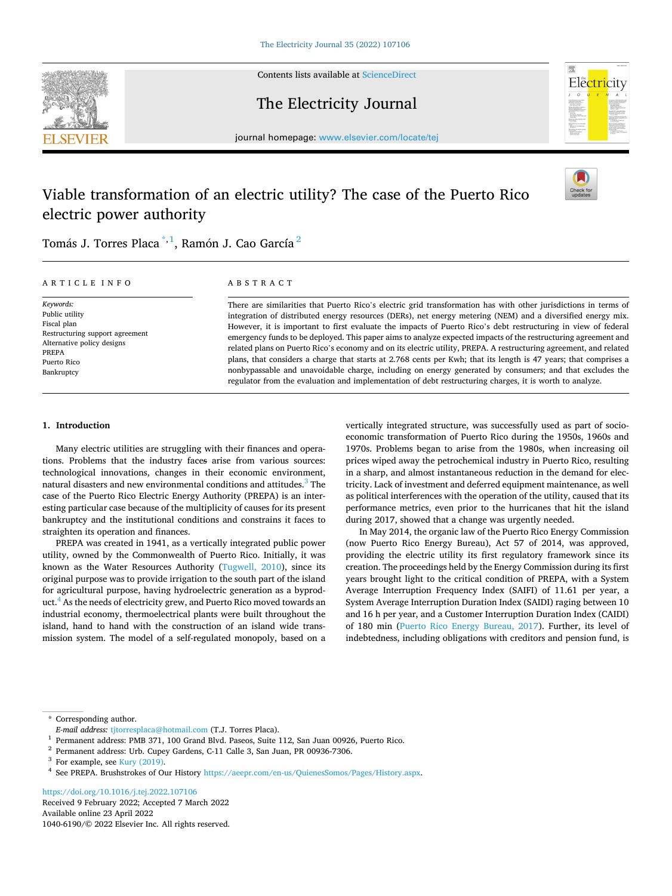# Viable transformation of an electric utility? The case of the Puerto Rico electric power authority

Tomás J. Torres Placa [*,1], Ramón J. Cao García [2]

ARTICLE INFO

*Keywords:*
Public utility
Fiscal plan
Restructuring support agreement
Alternative policy designs
PREPA
Puerto Rico
Bankruptcy

ABSTRACT

There are similarities that Puerto Rico's electric grid transformation has with other jurisdictions in terms of integration of distributed energy resources (DERs), net energy metering (NEM) and a diversified energy mix. However, it is important to first evaluate the impacts of Puerto Rico's debt restructuring in view of federal emergency funds to be deployed. This paper aims to analyze expected impacts of the restructuring agreement and related plans on Puerto Rico's economy and on its electric utility, PREPA. A restructuring agreement, and related plans, that considers a charge that starts at 2.768 cents per Kwh; that its length is 47 years; that comprises a nonbypassable and unavoidable charge, including on energy generated by consumers; and that excludes the regulator from the evaluation and implementation of debt restructuring charges, it is worth to analyze.

## 1. Introduction

Many electric utilities are struggling with their finances and operations. Problems that the industry faces arise from various sources: technological innovations, changes in their economic environment, natural disasters and new environmental conditions and attitudes.[3] The case of the Puerto Rico Electric Energy Authority (PREPA) is an interesting particular case because of the multiplicity of causes for its present bankruptcy and the institutional conditions and constrains it faces to straighten its operation and finances.

PREPA was created in 1941, as a vertically integrated public power utility, owned by the Commonwealth of Puerto Rico. Initially, it was known as the Water Resources Authority (Tugwell, 2010), since its original purpose was to provide irrigation to the south part of the island for agricultural purpose, having hydroelectric generation as a byproduct.[4] As the needs of electricity grew, and Puerto Rico moved towards an industrial economy, thermoelectrical plants were built throughout the island, hand to hand with the construction of an island wide transmission system. The model of a self-regulated monopoly, based on a vertically integrated structure, was successfully used as part of socioeconomic transformation of Puerto Rico during the 1950s, 1960s and 1970s. Problems began to arise from the 1980s, when increasing oil prices wiped away the petrochemical industry in Puerto Rico, resulting in a sharp, and almost instantaneous reduction in the demand for electricity. Lack of investment and deferred equipment maintenance, as well as political interferences with the operation of the utility, caused that its performance metrics, even prior to the hurricanes that hit the island during 2017, showed that a change was urgently needed.

In May 2014, the organic law of the Puerto Rico Energy Commission (now Puerto Rico Energy Bureau), Act 57 of 2014, was approved, providing the electric utility its first regulatory framework since its creation. The proceedings held by the Energy Commission during its first years brought light to the critical condition of PREPA, with a System Average Interruption Frequency Index (SAIFI) of 11.61 per year, a System Average Interruption Duration Index (SAIDI) raging between 10 and 16 h per year, and a Customer Interruption Duration Index (CAIDI) of 180 min (Puerto Rico Energy Bureau, 2017). Further, its level of indebtedness, including obligations with creditors and pension fund, is

* Corresponding author.
*E-mail address:* tjtorresplaca@hotmail.com (T.J. Torres Placa).

1 Permanent address: PMB 371, 100 Grand Blvd. Paseos, Suite 112, San Juan 00926, Puerto Rico.
2 Permanent address: Urb. Cupey Gardens, C-11 Calle 3, San Juan, PR 00936-7306.
3 For example, see Kury (2019).
4 See PREPA. Brushstrokes of Our History https://aeepr.com/en-us/QuienesSomos/Pages/History.aspx.

https://doi.org/10.1016/j.tej.2022.107106
Received 9 February 2022; Accepted 7 March 2022
Available online 23 April 2022
1040-6190/© 2022 Elsevier Inc. All rights reserved.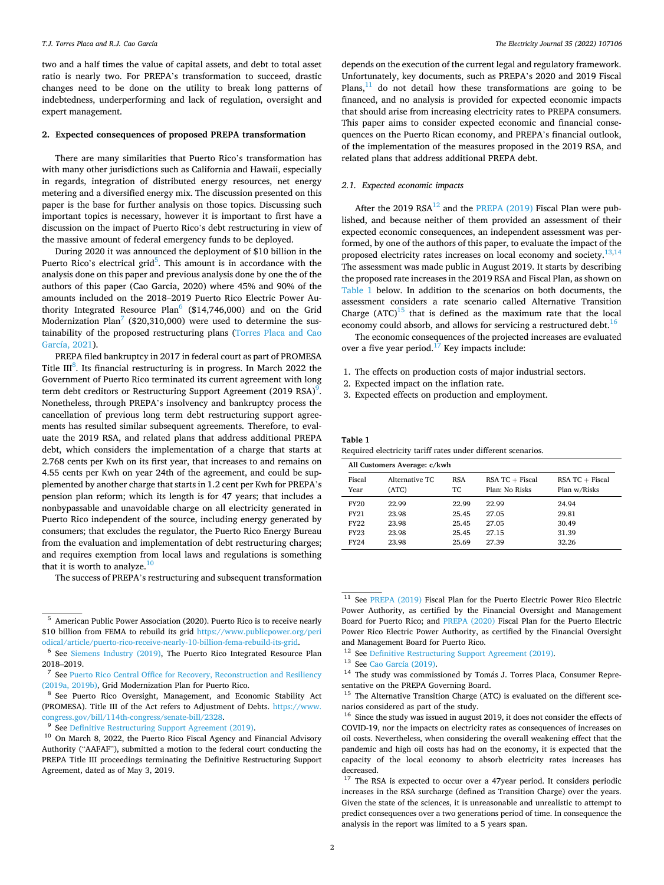two and a half times the value of capital assets, and debt to total asset ratio is nearly two. For PREPA's transformation to succeed, drastic changes need to be done on the utility to break long patterns of indebtedness, underperforming and lack of regulation, oversight and expert management.

## 2. Expected consequences of proposed PREPA transformation

There are many similarities that Puerto Rico's transformation has with many other jurisdictions such as California and Hawaii, especially in regards, integration of distributed energy resources, net energy metering and a diversified energy mix. The discussion presented on this paper is the base for further analysis on those topics. Discussing such important topics is necessary, however it is important to first have a discussion on the impact of Puerto Rico's debt restructuring in view of the massive amount of federal emergency funds to be deployed.

During 2020 it was announced the deployment of $10 billion in the Puerto Rico's electrical grid[5]. This amount is in accordance with the analysis done on this paper and previous analysis done by one the of the authors of this paper (Cao Garcia, 2020) where 45% and 90% of the amounts included on the 2018–2019 Puerto Rico Electric Power Authority Integrated Resource Plan[6] ($14,746,000) and on the Grid Modernization Plan[7] ($20,310,000) were used to determine the sustainability of the proposed restructuring plans (Torres Placa and Cao García, 2021).

PREPA filed bankruptcy in 2017 in federal court as part of PROMESA Title III[8]. Its financial restructuring is in progress. In March 2022 the Government of Puerto Rico terminated its current agreement with long term debt creditors or Restructuring Support Agreement (2019 RSA)[9]. Nonetheless, through PREPA's insolvency and bankruptcy process the cancellation of previous long term debt restructuring support agreements has resulted similar subsequent agreements. Therefore, to evaluate the 2019 RSA, and related plans that address additional PREPA debt, which considers the implementation of a charge that starts at 2.768 cents per Kwh on its first year, that increases to and remains on 4.55 cents per Kwh on year 24th of the agreement, and could be supplemented by another charge that starts in 1.2 cent per Kwh for PREPA's pension plan reform; which its length is for 47 years; that includes a nonbypassable and unavoidable charge on all electricity generated in Puerto Rico independent of the source, including energy generated by consumers; that excludes the regulator, the Puerto Rico Energy Bureau from the evaluation and implementation of debt restructuring charges; and requires exemption from local laws and regulations is something that it is worth to analyze.[10]

The success of PREPA's restructuring and subsequent transformation depends on the execution of the current legal and regulatory framework. Unfortunately, key documents, such as PREPA's 2020 and 2019 Fiscal Plans,[11] do not detail how these transformations are going to be financed, and no analysis is provided for expected economic impacts that should arise from increasing electricity rates to PREPA consumers. This paper aims to consider expected economic and financial consequences on the Puerto Rican economy, and PREPA's financial outlook, of the implementation of the measures proposed in the 2019 RSA, and related plans that address additional PREPA debt.

### 2.1. Expected economic impacts

After the 2019 RSA[12] and the PREPA (2019) Fiscal Plan were published, and because neither of them provided an assessment of their expected economic consequences, an independent assessment was performed, by one of the authors of this paper, to evaluate the impact of the proposed electricity rates increases on local economy and society.[13,14] The assessment was made public in August 2019. It starts by describing the proposed rate increases in the 2019 RSA and Fiscal Plan, as shown on Table 1 below. In addition to the scenarios on both documents, the assessment considers a rate scenario called Alternative Transition Charge (ATC)[15] that is defined as the maximum rate that the local economy could absorb, and allows for servicing a restructured debt.[16]

The economic consequences of the projected increases are evaluated over a five year period.[17] Key impacts include:

1. The effects on production costs of major industrial sectors.
2. Expected impact on the inflation rate.
3. Expected effects on production and employment.

**Table 1**
Required electricity tariff rates under different scenarios.

| All Customers Average: c/kwh | | | | |
|---|---|---|---|---|
| Fiscal Year | Alternative TC (ATC) | RSA TC | RSA TC + Fiscal Plan: No Risks | RSA TC + Fiscal Plan w/Risks |
| FY20 | 22.99 | 22.99 | 22.99 | 24.94 |
| FY21 | 23.98 | 25.45 | 27.05 | 29.81 |
| FY22 | 23.98 | 25.45 | 27.05 | 30.49 |
| FY23 | 23.98 | 25.45 | 27.15 | 31.39 |
| FY24 | 23.98 | 25.69 | 27.39 | 32.26 |

---

[5] American Public Power Association (2020). Puerto Rico is to receive nearly $10 billion from FEMA to rebuild its grid https://www.publicpower.org/periodical/article/puerto-rico-receive-nearly-10-billion-fema-rebuild-its-grid.

[6] See Siemens Industry (2019), The Puerto Rico Integrated Resource Plan 2018–2019.

[7] See Puerto Rico Central Office for Recovery, Reconstruction and Resiliency (2019a, 2019b), Grid Modernization Plan for Puerto Rico.

[8] See Puerto Rico Oversight, Management, and Economic Stability Act (PROMESA). Title III of the Act refers to Adjustment of Debts. https://www.congress.gov/bill/114th-congress/senate-bill/2328.

[9] See Definitive Restructuring Support Agreement (2019).

[10] On March 8, 2022, the Puerto Rico Fiscal Agency and Financial Advisory Authority ("AAFAF"), submitted a motion to the federal court conducting the PREPA Title III proceedings terminating the Definitive Restructuring Support Agreement, dated as of May 3, 2019.

[11] See PREPA (2019) Fiscal Plan for the Puerto Electric Power Rico Electric Power Authority, as certified by the Financial Oversight and Management Board for Puerto Rico; and PREPA (2020) Fiscal Plan for the Puerto Electric Power Rico Electric Power Authority, as certified by the Financial Oversight and Management Board for Puerto Rico.

[12] See Definitive Restructuring Support Agreement (2019).

[13] See Cao García (2019).

[14] The study was commissioned by Tomás J. Torres Placa, Consumer Representative on the PREPA Governing Board.

[15] The Alternative Transition Charge (ATC) is evaluated on the different scenarios considered as part of the study.

[16] Since the study was issued in august 2019, it does not consider the effects of COVID-19, nor the impacts on electricity rates as consequences of increases on oil costs. Nevertheless, when considering the overall weakening effect that the pandemic and high oil costs has had on the economy, it is expected that the capacity of the local economy to absorb electricity rates increases has decreased.

[17] The RSA is expected to occur over a 47year period. It considers periodic increases in the RSA surcharge (defined as Transition Charge) over the years. Given the state of the sciences, it is unreasonable and unrealistic to attempt to predict consequences over a two generations period of time. In consequence the analysis in the report was limited to a 5 years span.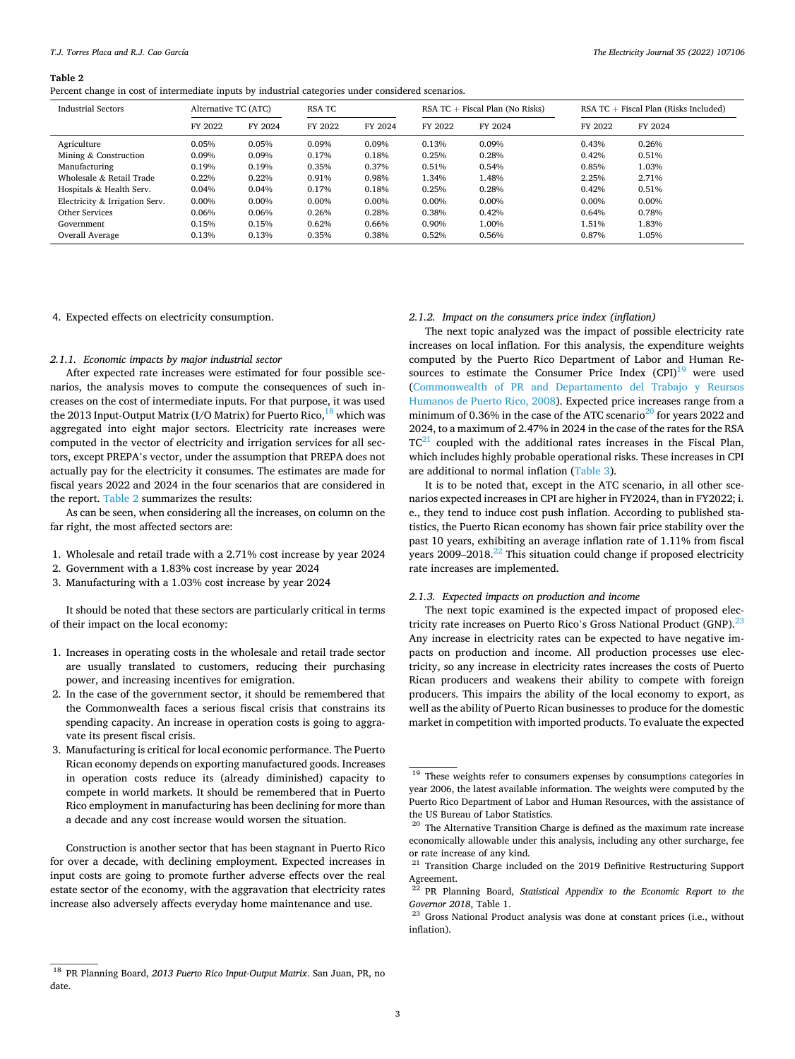**Table 2**
Percent change in cost of intermediate inputs by industrial categories under considered scenarios.

| Industrial Sectors | Alternative TC (ATC) | | RSA TC | | RSA TC + Fiscal Plan (No Risks) | | RSA TC + Fiscal Plan (Risks Included) | |
|---|---|---|---|---|---|---|---|---|
| | FY 2022 | FY 2024 | FY 2022 | FY 2024 | FY 2022 | FY 2024 | FY 2022 | FY 2024 |
| Agriculture | 0.05% | 0.05% | 0.09% | 0.09% | 0.13% | 0.09% | 0.43% | 0.26% |
| Mining & Construction | 0.09% | 0.09% | 0.17% | 0.18% | 0.25% | 0.28% | 0.42% | 0.51% |
| Manufacturing | 0.19% | 0.19% | 0.35% | 0.37% | 0.51% | 0.54% | 0.85% | 1.03% |
| Wholesale & Retail Trade | 0.22% | 0.22% | 0.91% | 0.98% | 1.34% | 1.48% | 2.25% | 2.71% |
| Hospitals & Health Serv. | 0.04% | 0.04% | 0.17% | 0.18% | 0.25% | 0.28% | 0.42% | 0.51% |
| Electricity & Irrigation Serv. | 0.00% | 0.00% | 0.00% | 0.00% | 0.00% | 0.00% | 0.00% | 0.00% |
| Other Services | 0.06% | 0.06% | 0.26% | 0.28% | 0.38% | 0.42% | 0.64% | 0.78% |
| Government | 0.15% | 0.15% | 0.62% | 0.66% | 0.90% | 1.00% | 1.51% | 1.83% |
| Overall Average | 0.13% | 0.13% | 0.35% | 0.38% | 0.52% | 0.56% | 0.87% | 1.05% |

4. Expected effects on electricity consumption.

#### 2.1.1. Economic impacts by major industrial sector

After expected rate increases were estimated for four possible scenarios, the analysis moves to compute the consequences of such increases on the cost of intermediate inputs. For that purpose, it was used the 2013 Input-Output Matrix (I/O Matrix) for Puerto Rico,[18] which was aggregated into eight major sectors. Electricity rate increases were computed in the vector of electricity and irrigation services for all sectors, except PREPA's vector, under the assumption that PREPA does not actually pay for the electricity it consumes. The estimates are made for fiscal years 2022 and 2024 in the four scenarios that are considered in the report. Table 2 summarizes the results:

As can be seen, when considering all the increases, on column on the far right, the most affected sectors are:

1. Wholesale and retail trade with a 2.71% cost increase by year 2024
2. Government with a 1.83% cost increase by year 2024
3. Manufacturing with a 1.03% cost increase by year 2024

It should be noted that these sectors are particularly critical in terms of their impact on the local economy:

1. Increases in operating costs in the wholesale and retail trade sector are usually translated to customers, reducing their purchasing power, and increasing incentives for emigration.
2. In the case of the government sector, it should be remembered that the Commonwealth faces a serious fiscal crisis that constrains its spending capacity. An increase in operation costs is going to aggravate its present fiscal crisis.
3. Manufacturing is critical for local economic performance. The Puerto Rican economy depends on exporting manufactured goods. Increases in operation costs reduce its (already diminished) capacity to compete in world markets. It should be remembered that in Puerto Rico employment in manufacturing has been declining for more than a decade and any cost increase would worsen the situation.

Construction is another sector that has been stagnant in Puerto Rico for over a decade, with declining employment. Expected increases in input costs are going to promote further adverse effects over the real estate sector of the economy, with the aggravation that electricity rates increase also adversely affects everyday home maintenance and use.

#### 2.1.2. Impact on the consumers price index (inflation)

The next topic analyzed was the impact of possible electricity rate increases on local inflation. For this analysis, the expenditure weights computed by the Puerto Rico Department of Labor and Human Resources to estimate the Consumer Price Index (CPI)[19] were used (Commonwealth of PR and Departamento del Trabajo y Reursos Humanos de Puerto Rico, 2008). Expected price increases range from a minimum of 0.36% in the case of the ATC scenario[20] for years 2022 and 2024, to a maximum of 2.47% in 2024 in the case of the rates for the RSA TC[21] coupled with the additional rates increases in the Fiscal Plan, which includes highly probable operational risks. These increases in CPI are additional to normal inflation (Table 3).

It is to be noted that, except in the ATC scenario, in all other scenarios expected increases in CPI are higher in FY2024, than in FY2022; i. e., they tend to induce cost push inflation. According to published statistics, the Puerto Rican economy has shown fair price stability over the past 10 years, exhibiting an average inflation rate of 1.11% from fiscal years 2009–2018.[22] This situation could change if proposed electricity rate increases are implemented.

#### 2.1.3. Expected impacts on production and income

The next topic examined is the expected impact of proposed electricity rate increases on Puerto Rico's Gross National Product (GNP).[23] Any increase in electricity rates can be expected to have negative impacts on production and income. All production processes use electricity, so any increase in electricity rates increases the costs of Puerto Rican producers and weakens their ability to compete with foreign producers. This impairs the ability of the local economy to export, as well as the ability of Puerto Rican businesses to produce for the domestic market in competition with imported products. To evaluate the expected

---

[18] PR Planning Board, *2013 Puerto Rico Input-Output Matrix*. San Juan, PR, no date.

[19] These weights refer to consumers expenses by consumptions categories in year 2006, the latest available information. The weights were computed by the Puerto Rico Department of Labor and Human Resources, with the assistance of the US Bureau of Labor Statistics.

[20] The Alternative Transition Charge is defined as the maximum rate increase economically allowable under this analysis, including any other surcharge, fee or rate increase of any kind.

[21] Transition Charge included on the 2019 Definitive Restructuring Support Agreement.

[22] PR Planning Board, *Statistical Appendix to the Economic Report to the Governor 2018*, Table 1.

[23] Gross National Product analysis was done at constant prices (i.e., without inflation).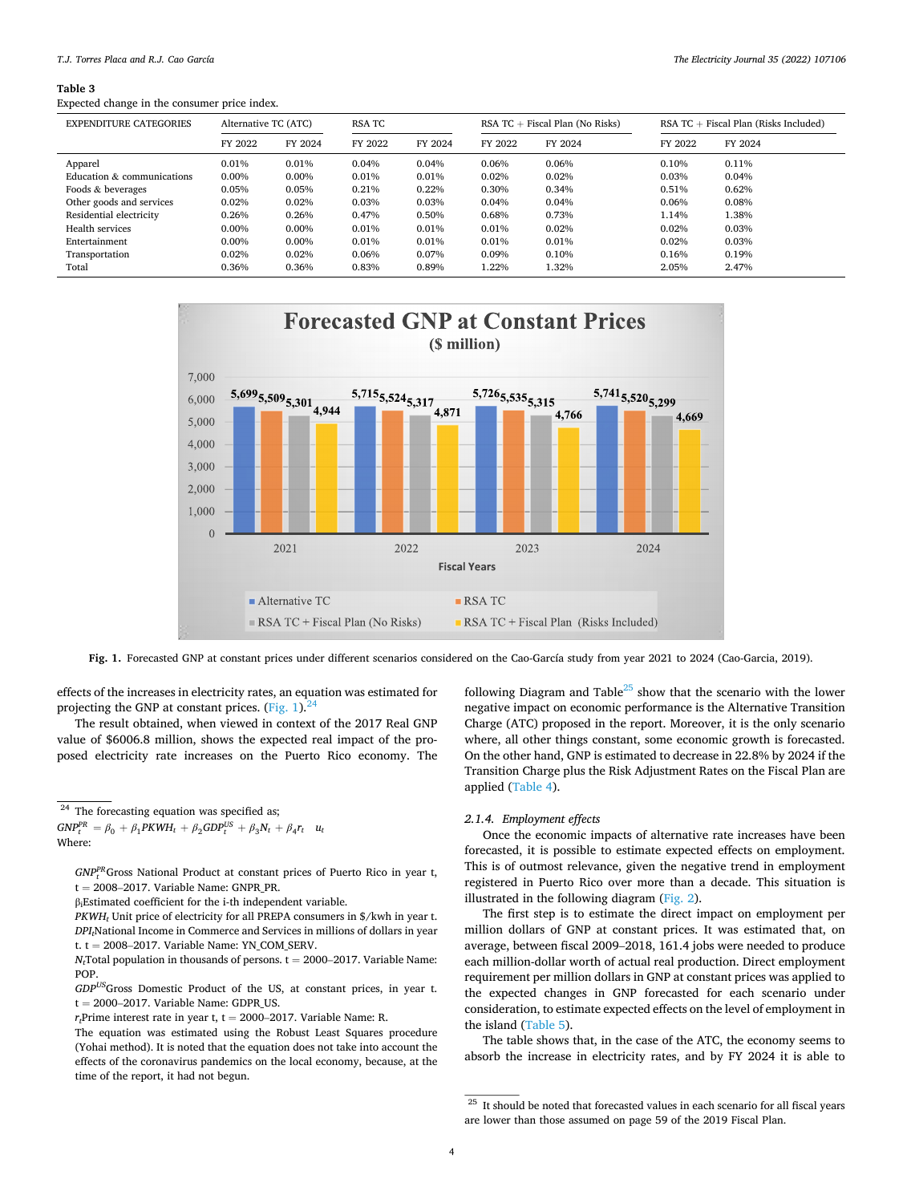**Table 3**
Expected change in the consumer price index.

| EXPENDITURE CATEGORIES | Alternative TC (ATC) | | RSA TC | | RSA TC + Fiscal Plan (No Risks) | | RSA TC + Fiscal Plan (Risks Included) | |
|---|---|---|---|---|---|---|---|---|
| | FY 2022 | FY 2024 | FY 2022 | FY 2024 | FY 2022 | FY 2024 | FY 2022 | FY 2024 |
| Apparel | 0.01% | 0.01% | 0.04% | 0.04% | 0.06% | 0.06% | 0.10% | 0.11% |
| Education & communications | 0.00% | 0.00% | 0.01% | 0.01% | 0.02% | 0.02% | 0.03% | 0.04% |
| Foods & beverages | 0.05% | 0.05% | 0.21% | 0.22% | 0.30% | 0.34% | 0.51% | 0.62% |
| Other goods and services | 0.02% | 0.02% | 0.03% | 0.03% | 0.04% | 0.04% | 0.06% | 0.08% |
| Residential electricity | 0.26% | 0.26% | 0.47% | 0.50% | 0.68% | 0.73% | 1.14% | 1.38% |
| Health services | 0.00% | 0.00% | 0.01% | 0.01% | 0.01% | 0.02% | 0.02% | 0.03% |
| Entertainment | 0.00% | 0.00% | 0.01% | 0.01% | 0.01% | 0.01% | 0.02% | 0.03% |
| Transportation | 0.02% | 0.02% | 0.06% | 0.07% | 0.09% | 0.10% | 0.16% | 0.19% |
| Total | 0.36% | 0.36% | 0.83% | 0.89% | 1.22% | 1.32% | 2.05% | 2.47% |

**Fig. 1.** Forecasted GNP at constant prices under different scenarios considered on the Cao-García study from year 2021 to 2024 (Cao-Garcia, 2019).

effects of the increases in electricity rates, an equation was estimated for projecting the GNP at constant prices. (Fig. 1).[24]

The result obtained, when viewed in context of the 2017 Real GNP value of $6006.8 million, shows the expected real impact of the proposed electricity rate increases on the Puerto Rico economy. The following Diagram and Table[25] show that the scenario with the lower negative impact on economic performance is the Alternative Transition Charge (ATC) proposed in the report. Moreover, it is the only scenario where, all other things constant, some economic growth is forecasted. On the other hand, GNP is estimated to decrease in 22.8% by 2024 if the Transition Charge plus the Risk Adjustment Rates on the Fiscal Plan are applied (Table 4).

### 2.1.4. *Employment effects*

Once the economic impacts of alternative rate increases have been forecasted, it is possible to estimate expected effects on employment. This is of outmost relevance, given the negative trend in employment registered in Puerto Rico over more than a decade. This situation is illustrated in the following diagram (Fig. 2).

The first step is to estimate the direct impact on employment per million dollars of GNP at constant prices. It was estimated that, on average, between fiscal 2009–2018, 161.4 jobs were needed to produce each million-dollar worth of actual real production. Direct employment requirement per million dollars in GNP at constant prices was applied to the expected changes in GNP forecasted for each scenario under consideration, to estimate expected effects on the level of employment in the island (Table 5).

The table shows that, in the case of the ATC, the economy seems to absorb the increase in electricity rates, and by FY 2024 it is able to

---

[24] The forecasting equation was specified as;

$$GNP_t^{PR} = \beta_0 + \beta_1 PKWH_t + \beta_2 GDP_t^{US} + \beta_3 N_t + \beta_4 r_t \quad u_t$$

Where:

$GNP_t^{PR}$ Gross National Product at constant prices of Puerto Rico in year t, t = 2008–2017. Variable Name: GNPR_PR.
$\beta_i$ Estimated coefficient for the i-th independent variable.
$PKWH_t$ Unit price of electricity for all PREPA consumers in $/kwh in year t.
$DPI_t$ National Income in Commerce and Services in millions of dollars in year t. t = 2008–2017. Variable Name: YN_COM_SERV.
$N_t$ Total population in thousands of persons. t = 2000–2017. Variable Name: POP.
$GDP^{US}$ Gross Domestic Product of the US, at constant prices, in year t. t = 2000–2017. Variable Name: GDPR_US.
$r_t$ Prime interest rate in year t, t = 2000–2017. Variable Name: R.
The equation was estimated using the Robust Least Squares procedure (Yohai method). It is noted that the equation does not take into account the effects of the coronavirus pandemics on the local economy, because, at the time of the report, it had not begun.

[25] It should be noted that forecasted values in each scenario for all fiscal years are lower than those assumed on page 59 of the 2019 Fiscal Plan.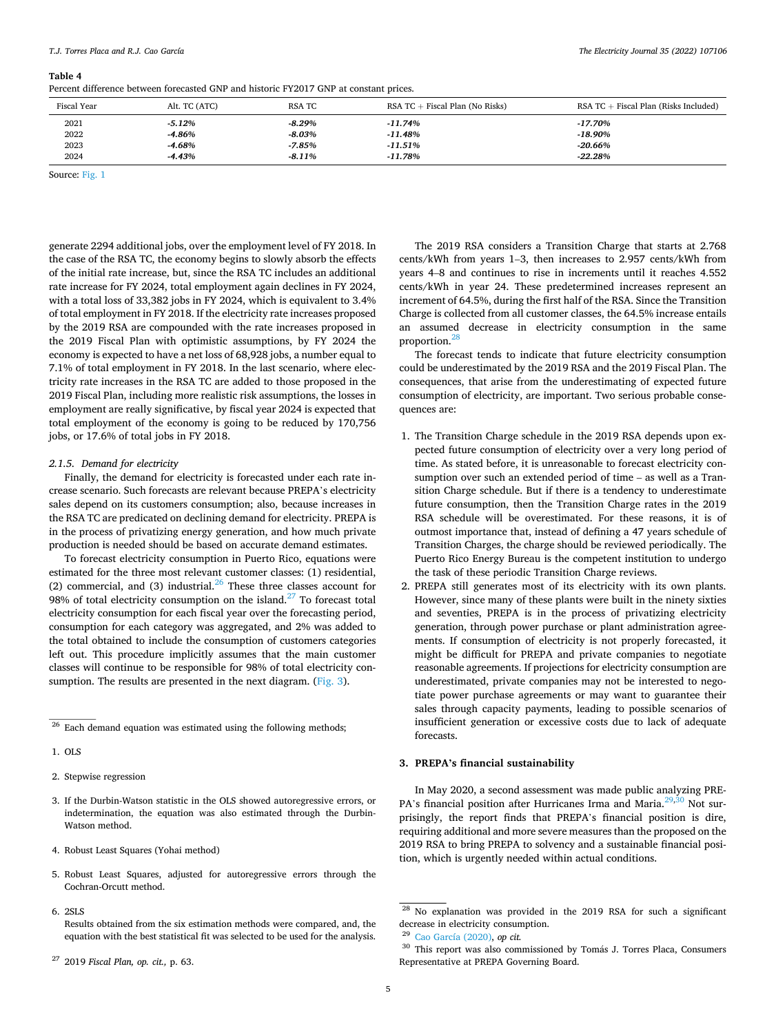**Table 4**
Percent difference between forecasted GNP and historic FY2017 GNP at constant prices.

| Fiscal Year | Alt. TC (ATC) | RSA TC | RSA TC + Fiscal Plan (No Risks) | RSA TC + Fiscal Plan (Risks Included) |
|---|---|---|---|---|
| 2021 | ***-5.12%*** | ***-8.29%*** | ***-11.74%*** | ***-17.70%*** |
| 2022 | ***-4.86%*** | ***-8.03%*** | ***-11.48%*** | ***-18.90%*** |
| 2023 | ***-4.68%*** | ***-7.85%*** | ***-11.51%*** | ***-20.66%*** |
| 2024 | ***-4.43%*** | ***-8.11%*** | ***-11.78%*** | ***-22.28%*** |

Source: Fig. 1

generate 2294 additional jobs, over the employment level of FY 2018. In the case of the RSA TC, the economy begins to slowly absorb the effects of the initial rate increase, but, since the RSA TC includes an additional rate increase for FY 2024, total employment again declines in FY 2024, with a total loss of 33,382 jobs in FY 2024, which is equivalent to 3.4% of total employment in FY 2018. If the electricity rate increases proposed by the 2019 RSA are compounded with the rate increases proposed in the 2019 Fiscal Plan with optimistic assumptions, by FY 2024 the economy is expected to have a net loss of 68,928 jobs, a number equal to 7.1% of total employment in FY 2018. In the last scenario, where electricity rate increases in the RSA TC are added to those proposed in the 2019 Fiscal Plan, including more realistic risk assumptions, the losses in employment are really significative, by fiscal year 2024 is expected that total employment of the economy is going to be reduced by 170,756 jobs, or 17.6% of total jobs in FY 2018.

### *2.1.5. Demand for electricity*

Finally, the demand for electricity is forecasted under each rate increase scenario. Such forecasts are relevant because PREPA's electricity sales depend on its customers consumption; also, because increases in the RSA TC are predicated on declining demand for electricity. PREPA is in the process of privatizing energy generation, and how much private production is needed should be based on accurate demand estimates.

To forecast electricity consumption in Puerto Rico, equations were estimated for the three most relevant customer classes: (1) residential, (2) commercial, and (3) industrial.[26] These three classes account for 98% of total electricity consumption on the island.[27] To forecast total electricity consumption for each fiscal year over the forecasting period, consumption for each category was aggregated, and 2% was added to the total obtained to include the consumption of customers categories left out. This procedure implicitly assumes that the main customer classes will continue to be responsible for 98% of total electricity consumption. The results are presented in the next diagram. (Fig. 3).

The 2019 RSA considers a Transition Charge that starts at 2.768 cents/kWh from years 1–3, then increases to 2.957 cents/kWh from years 4–8 and continues to rise in increments until it reaches 4.552 cents/kWh in year 24. These predetermined increases represent an increment of 64.5%, during the first half of the RSA. Since the Transition Charge is collected from all customer classes, the 64.5% increase entails an assumed decrease in electricity consumption in the same proportion.[28]

The forecast tends to indicate that future electricity consumption could be underestimated by the 2019 RSA and the 2019 Fiscal Plan. The consequences, that arise from the underestimating of expected future consumption of electricity, are important. Two serious probable consequences are:

1. The Transition Charge schedule in the 2019 RSA depends upon expected future consumption of electricity over a very long period of time. As stated before, it is unreasonable to forecast electricity consumption over such an extended period of time – as well as a Transition Charge schedule. But if there is a tendency to underestimate future consumption, then the Transition Charge rates in the 2019 RSA schedule will be overestimated. For these reasons, it is of outmost importance that, instead of defining a 47 years schedule of Transition Charges, the charge should be reviewed periodically. The Puerto Rico Energy Bureau is the competent institution to undergo the task of these periodic Transition Charge reviews.
2. PREPA still generates most of its electricity with its own plants. However, since many of these plants were built in the ninety sixties and seventies, PREPA is in the process of privatizing electricity generation, through power purchase or plant administration agreements. If consumption of electricity is not properly forecasted, it might be difficult for PREPA and private companies to negotiate reasonable agreements. If projections for electricity consumption are underestimated, private companies may not be interested to negotiate power purchase agreements or may want to guarantee their sales through capacity payments, leading to possible scenarios of insufficient generation or excessive costs due to lack of adequate forecasts.

## 3. PREPA's financial sustainability

In May 2020, a second assessment was made public analyzing PREPA's financial position after Hurricanes Irma and Maria.[29,30] Not surprisingly, the report finds that PREPA's financial position is dire, requiring additional and more severe measures than the proposed on the 2019 RSA to bring PREPA to solvency and a sustainable financial position, which is urgently needed within actual conditions.

---

[26] Each demand equation was estimated using the following methods;

1. OLS
2. Stepwise regression
3. If the Durbin-Watson statistic in the OLS showed autoregressive errors, or indetermination, the equation was also estimated through the Durbin-Watson method.
4. Robust Least Squares (Yohai method)
5. Robust Least Squares, adjusted for autoregressive errors through the Cochran-Orcutt method.
6. 2SLS
   Results obtained from the six estimation methods were compared, and, the equation with the best statistical fit was selected to be used for the analysis.

[27] 2019 *Fiscal Plan, op. cit.*, p. 63.

[28] No explanation was provided in the 2019 RSA for such a significant decrease in electricity consumption.

[29] Cao García (2020), *op cit.*

[30] This report was also commissioned by Tomás J. Torres Placa, Consumers Representative at PREPA Governing Board.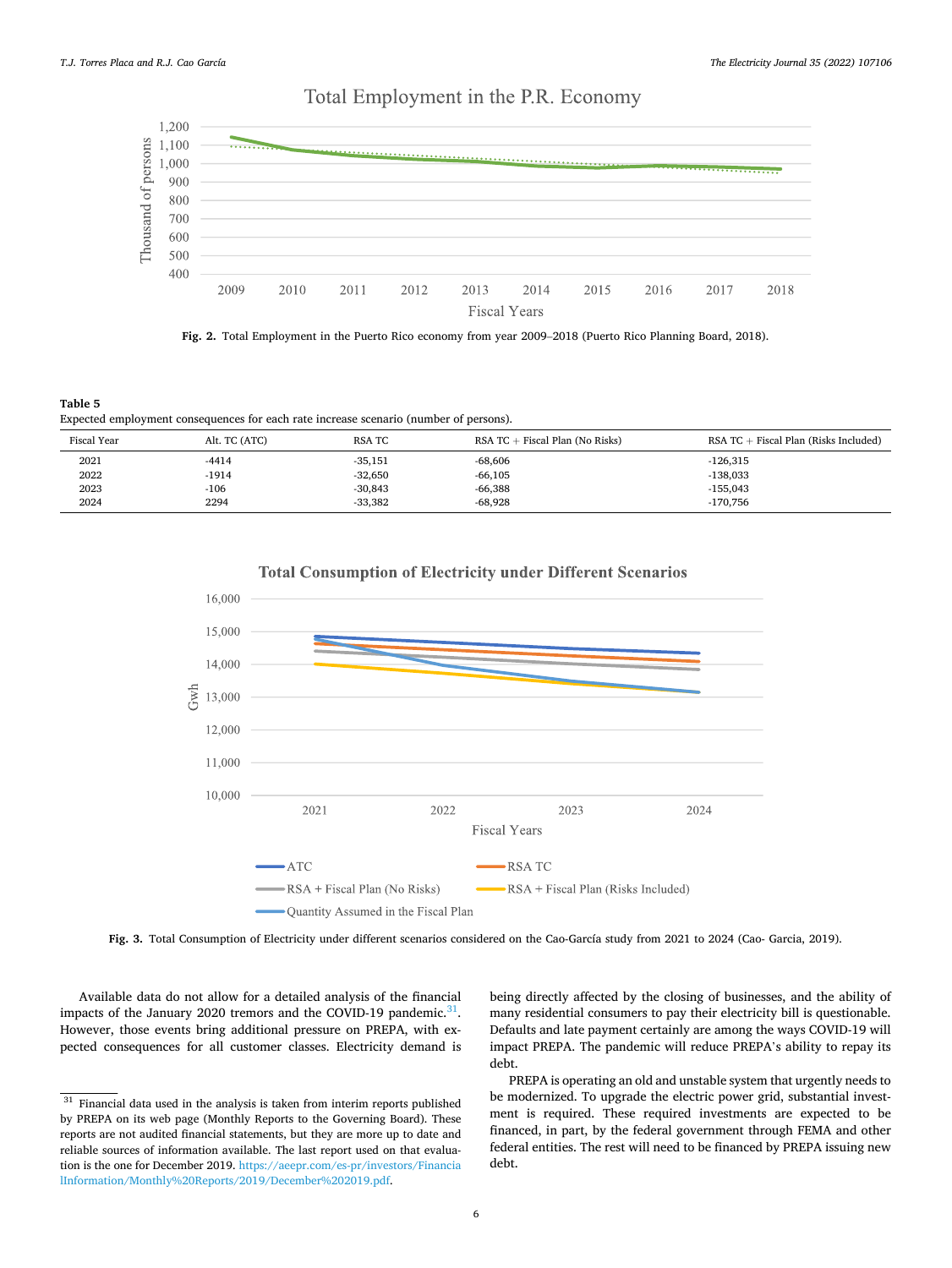Fig. 2. Total Employment in the Puerto Rico economy from year 2009–2018 (Puerto Rico Planning Board, 2018).

**Table 5**
Expected employment consequences for each rate increase scenario (number of persons).

| Fiscal Year | Alt. TC (ATC) | RSA TC | RSA TC + Fiscal Plan (No Risks) | RSA TC + Fiscal Plan (Risks Included) |
|---|---|---|---|---|
| 2021 | -4414 | -35,151 | -68,606 | -126,315 |
| 2022 | -1914 | -32,650 | -66,105 | -138,033 |
| 2023 | -106 | -30,843 | -66,388 | -155,043 |
| 2024 | 2294 | -33,382 | -68,928 | -170,756 |

Fig. 3. Total Consumption of Electricity under different scenarios considered on the Cao-García study from 2021 to 2024 (Cao- Garcia, 2019).

Available data do not allow for a detailed analysis of the financial impacts of the January 2020 tremors and the COVID-19 pandemic.[31]. However, those events bring additional pressure on PREPA, with expected consequences for all customer classes. Electricity demand is being directly affected by the closing of businesses, and the ability of many residential consumers to pay their electricity bill is questionable. Defaults and late payment certainly are among the ways COVID-19 will impact PREPA. The pandemic will reduce PREPA's ability to repay its debt.

PREPA is operating an old and unstable system that urgently needs to be modernized. To upgrade the electric power grid, substantial investment is required. These required investments are expected to be financed, in part, by the federal government through FEMA and other federal entities. The rest will need to be financed by PREPA issuing new debt.

[31] Financial data used in the analysis is taken from interim reports published by PREPA on its web page (Monthly Reports to the Governing Board). These reports are not audited financial statements, but they are more up to date and reliable sources of information available. The last report used on that evaluation is the one for December 2019. https://aeepr.com/es-pr/investors/FinancialInformation/Monthly%20Reports/2019/December%202019.pdf.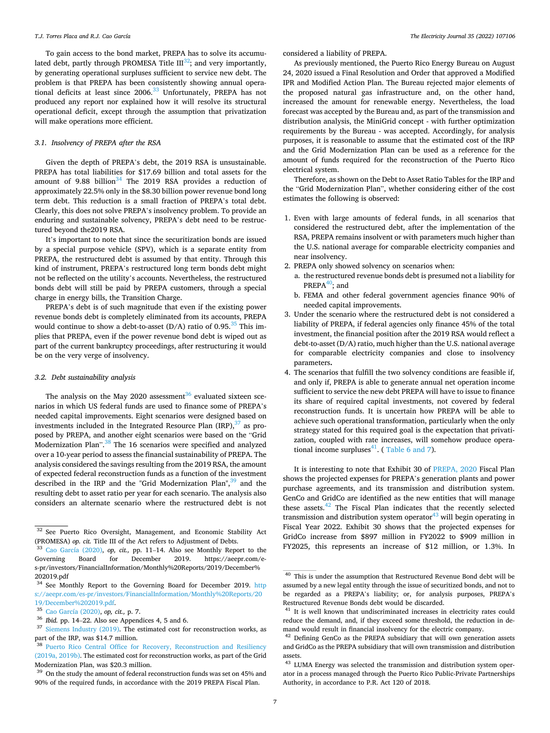To gain access to the bond market, PREPA has to solve its accumulated debt, partly through PROMESA Title III[32]; and very importantly, by generating operational surpluses sufficient to service new debt. The problem is that PREPA has been consistently showing annual operational deficits at least since 2006.[33] Unfortunately, PREPA has not produced any report nor explained how it will resolve its structural operational deficit, except through the assumption that privatization will make operations more efficient.

### 3.1. Insolvency of PREPA after the RSA

Given the depth of PREPA's debt, the 2019 RSA is unsustainable. PREPA has total liabilities for $17.69 billion and total assets for the amount of 9.88 billion[34] The 2019 RSA provides a reduction of approximately 22.5% only in the $8.30 billion power revenue bond long term debt. This reduction is a small fraction of PREPA's total debt. Clearly, this does not solve PREPA's insolvency problem. To provide an enduring and sustainable solvency, PREPA's debt need to be restructured beyond the2019 RSA.

It's important to note that since the securitization bonds are issued by a special purpose vehicle (SPV), which is a separate entity from PREPA, the restructured debt is assumed by that entity. Through this kind of instrument, PREPA's restructured long term bonds debt might not be reflected on the utility's accounts. Nevertheless, the restructured bonds debt will still be paid by PREPA customers, through a special charge in energy bills, the Transition Charge.

PREPA's debt is of such magnitude that even if the existing power revenue bonds debt is completely eliminated from its accounts, PREPA would continue to show a debt-to-asset (D/A) ratio of 0.95.[35] This implies that PREPA, even if the power revenue bond debt is wiped out as part of the current bankruptcy proceedings, after restructuring it would be on the very verge of insolvency.

### 3.2. Debt sustainability analysis

The analysis on the May 2020 assessment[36] evaluated sixteen scenarios in which US federal funds are used to finance some of PREPA's needed capital improvements. Eight scenarios were designed based on investments included in the Integrated Resource Plan (IRP),[37] as proposed by PREPA, and another eight scenarios were based on the "Grid Modernization Plan".[38] The 16 scenarios were specified and analyzed over a 10-year period to assess the financial sustainability of PREPA. The analysis considered the savings resulting from the 2019 RSA, the amount of expected federal reconstruction funds as a function of the investment described in the IRP and the "Grid Modernization Plan",[39] and the resulting debt to asset ratio per year for each scenario. The analysis also considers an alternate scenario where the restructured debt is not considered a liability of PREPA.

As previously mentioned, the Puerto Rico Energy Bureau on August 24, 2020 issued a Final Resolution and Order that approved a Modified IPR and Modified Action Plan. The Bureau rejected major elements of the proposed natural gas infrastructure and, on the other hand, increased the amount for renewable energy. Nevertheless, the load forecast was accepted by the Bureau and, as part of the transmission and distribution analysis, the MiniGrid concept - with further optimization requirements by the Bureau - was accepted. Accordingly, for analysis purposes, it is reasonable to assume that the estimated cost of the IRP and the Grid Modernization Plan can be used as a reference for the amount of funds required for the reconstruction of the Puerto Rico electrical system.

Therefore, as shown on the Debt to Asset Ratio Tables for the IRP and the "Grid Modernization Plan", whether considering either of the cost estimates the following is observed:

1. Even with large amounts of federal funds, in all scenarios that considered the restructured debt, after the implementation of the RSA, PREPA remains insolvent or with parameters much higher than the U.S. national average for comparable electricity companies and near insolvency.
2. PREPA only showed solvency on scenarios when:
   a. the restructured revenue bonds debt is presumed not a liability for PREPA[40]; and
   b. FEMA and other federal government agencies finance 90% of needed capital improvements.
3. Under the scenario where the restructured debt is not considered a liability of PREPA, if federal agencies only finance 45% of the total investment, the financial position after the 2019 RSA would reflect a debt-to-asset (D/A) ratio, much higher than the U.S. national average for comparable electricity companies and close to insolvency parameters**.**
4. The scenarios that fulfill the two solvency conditions are feasible if, and only if, PREPA is able to generate annual net operation income sufficient to service the new debt PREPA will have to issue to finance its share of required capital investments, not covered by federal reconstruction funds. It is uncertain how PREPA will be able to achieve such operational transformation, particularly when the only strategy stated for this required goal is the expectation that privatization, coupled with rate increases, will somehow produce operational income surpluses[41]. ( Table 6 and 7).

It is interesting to note that Exhibit 30 of PREPA, 2020 Fiscal Plan shows the projected expenses for PREPA's generation plants and power purchase agreements, and its transmission and distribution system. GenCo and GridCo are identified as the new entities that will manage these assets.[42] The Fiscal Plan indicates that the recently selected transmission and distribution system operator[43] will begin operating in Fiscal Year 2022. Exhibit 30 shows that the projected expenses for GridCo increase from $897 million in FY2022 to $909 million in FY2025, this represents an increase of $12 million, or 1.3%. In

---

[32] See Puerto Rico Oversight, Management, and Economic Stability Act (PROMESA) *op. cit.* Title III of the Act refers to Adjustment of Debts.

[33] Cao García (2020), *op, cit.,* pp. 11–14. Also see Monthly Report to the Governing Board for December 2019. https://aeepr.com/es-pr/investors/FinancialInformation/Monthly%20Reports/2019/December%202019.pdf

[34] See Monthly Report to the Governing Board for December 2019. https://aeepr.com/es-pr/investors/FinancialInformation/Monthly%20Reports/2019/December%202019.pdf.

[35] Cao García (2020), *op, cit.,* p. 7.

[36] *Ibid.* pp. 14–22. Also see Appendices 4, 5 and 6.

[37] Siemens Industry (2019). The estimated cost for reconstruction works, as part of the IRP, was $14.7 million.

[38] Puerto Rico Central Office for Recovery, Reconstruction and Resiliency (2019a, 2019b). The estimated cost for reconstruction works, as part of the Grid Modernization Plan, was $20.3 million.

[39] On the study the amount of federal reconstruction funds was set on 45% and 90% of the required funds, in accordance with the 2019 PREPA Fiscal Plan.

[40] This is under the assumption that Restructured Revenue Bond debt will be assumed by a new legal entity through the issue of securitized bonds, and not to be regarded as a PREPA's liability; or, for analysis purposes, PREPA's Restructured Revenue Bonds debt would be discarded.

[41] It is well known that undiscriminated increases in electricity rates could reduce the demand, and, if they exceed some threshold, the reduction in demand would result in financial insolvency for the electric company.

[42] Defining GenCo as the PREPA subsidiary that will own generation assets and GridCo as the PREPA subsidiary that will own transmission and distribution assets.

[43] LUMA Energy was selected the transmission and distribution system operator in a process managed through the Puerto Rico Public-Private Partnerships Authority, in accordance to P.R. Act 120 of 2018.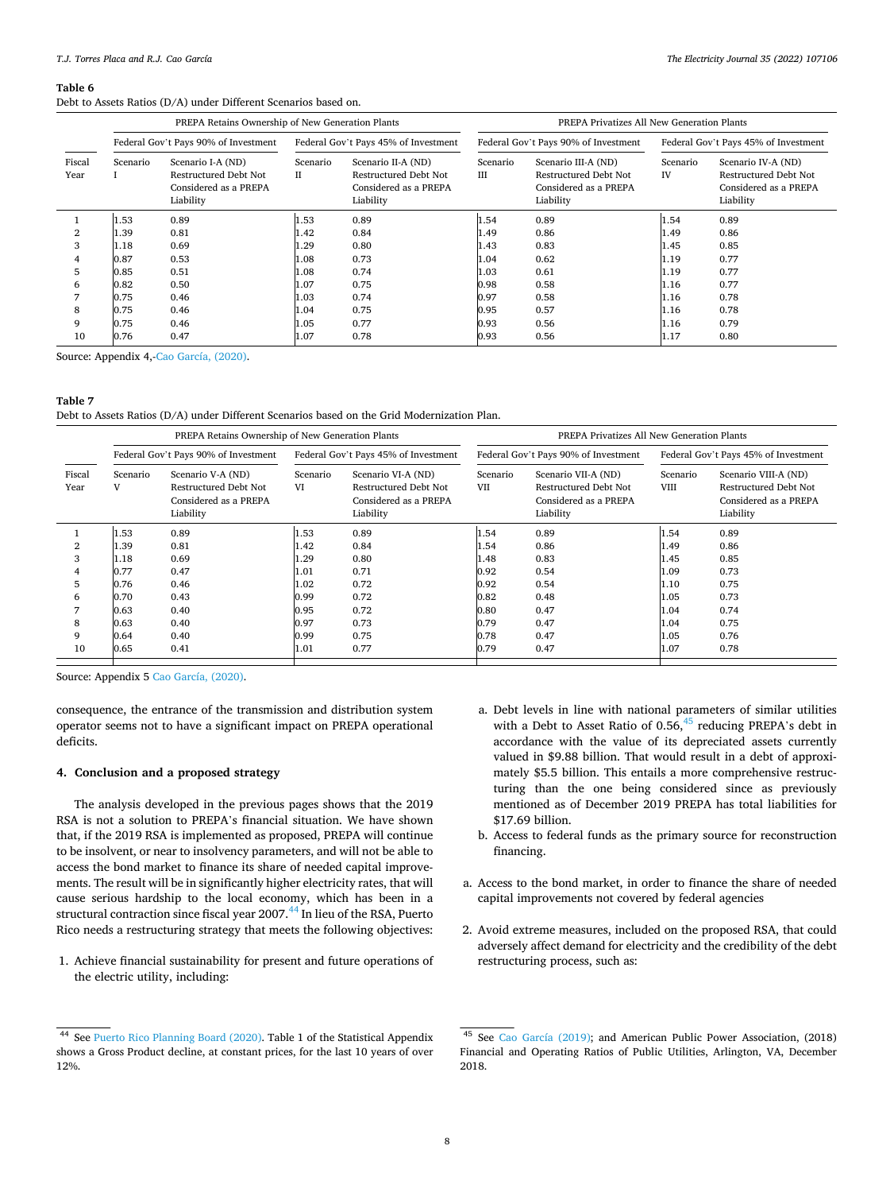**Table 6**
Debt to Assets Ratios (D/A) under Different Scenarios based on.

| | PREPA Retains Ownership of New Generation Plants | | | | PREPA Privatizes All New Generation Plants | | | |
|---|---|---|---|---|---|---|---|---|
| | Federal Gov't Pays 90% of Investment | | Federal Gov't Pays 45% of Investment | | Federal Gov't Pays 90% of Investment | | Federal Gov't Pays 45% of Investment | |
| Fiscal Year | Scenario I | Scenario I-A (ND) Restructured Debt Not Considered as a PREPA Liability | Scenario II | Scenario II-A (ND) Restructured Debt Not Considered as a PREPA Liability | Scenario III | Scenario III-A (ND) Restructured Debt Not Considered as a PREPA Liability | Scenario IV | Scenario IV-A (ND) Restructured Debt Not Considered as a PREPA Liability |
| 1 | 1.53 | 0.89 | 1.53 | 0.89 | 1.54 | 0.89 | 1.54 | 0.89 |
| 2 | 1.39 | 0.81 | 1.42 | 0.84 | 1.49 | 0.86 | 1.49 | 0.86 |
| 3 | 1.18 | 0.69 | 1.29 | 0.80 | 1.43 | 0.83 | 1.45 | 0.85 |
| 4 | 0.87 | 0.53 | 1.08 | 0.73 | 1.04 | 0.62 | 1.19 | 0.77 |
| 5 | 0.85 | 0.51 | 1.08 | 0.74 | 1.03 | 0.61 | 1.19 | 0.77 |
| 6 | 0.82 | 0.50 | 1.07 | 0.75 | 0.98 | 0.58 | 1.16 | 0.77 |
| 7 | 0.75 | 0.46 | 1.03 | 0.74 | 0.97 | 0.58 | 1.16 | 0.78 |
| 8 | 0.75 | 0.46 | 1.04 | 0.75 | 0.95 | 0.57 | 1.16 | 0.78 |
| 9 | 0.75 | 0.46 | 1.05 | 0.77 | 0.93 | 0.56 | 1.16 | 0.79 |
| 10 | 0.76 | 0.47 | 1.07 | 0.78 | 0.93 | 0.56 | 1.17 | 0.80 |

Source: Appendix 4,-Cao García, (2020).

**Table 7**
Debt to Assets Ratios (D/A) under Different Scenarios based on the Grid Modernization Plan.

| | PREPA Retains Ownership of New Generation Plants | | | | PREPA Privatizes All New Generation Plants | | | |
|---|---|---|---|---|---|---|---|---|
| | Federal Gov't Pays 90% of Investment | | Federal Gov't Pays 45% of Investment | | Federal Gov't Pays 90% of Investment | | Federal Gov't Pays 45% of Investment | |
| Fiscal Year | Scenario V | Scenario V-A (ND) Restructured Debt Not Considered as a PREPA Liability | Scenario VI | Scenario VI-A (ND) Restructured Debt Not Considered as a PREPA Liability | Scenario VII | Scenario VII-A (ND) Restructured Debt Not Considered as a PREPA Liability | Scenario VIII | Scenario VIII-A (ND) Restructured Debt Not Considered as a PREPA Liability |
| 1 | 1.53 | 0.89 | 1.53 | 0.89 | 1.54 | 0.89 | 1.54 | 0.89 |
| 2 | 1.39 | 0.81 | 1.42 | 0.84 | 1.54 | 0.86 | 1.49 | 0.86 |
| 3 | 1.18 | 0.69 | 1.29 | 0.80 | 1.48 | 0.83 | 1.45 | 0.85 |
| 4 | 0.77 | 0.47 | 1.01 | 0.71 | 0.92 | 0.54 | 1.09 | 0.73 |
| 5 | 0.76 | 0.46 | 1.02 | 0.72 | 0.92 | 0.54 | 1.10 | 0.75 |
| 6 | 0.70 | 0.43 | 0.99 | 0.72 | 0.82 | 0.48 | 1.05 | 0.73 |
| 7 | 0.63 | 0.40 | 0.95 | 0.72 | 0.80 | 0.47 | 1.04 | 0.74 |
| 8 | 0.63 | 0.40 | 0.97 | 0.73 | 0.79 | 0.47 | 1.04 | 0.75 |
| 9 | 0.64 | 0.40 | 0.99 | 0.75 | 0.78 | 0.47 | 1.05 | 0.76 |
| 10 | 0.65 | 0.41 | 1.01 | 0.77 | 0.79 | 0.47 | 1.07 | 0.78 |

Source: Appendix 5 Cao García, (2020).

consequence, the entrance of the transmission and distribution system operator seems not to have a significant impact on PREPA operational deficits.

## 4. Conclusion and a proposed strategy

The analysis developed in the previous pages shows that the 2019 RSA is not a solution to PREPA's financial situation. We have shown that, if the 2019 RSA is implemented as proposed, PREPA will continue to be insolvent, or near to insolvency parameters, and will not be able to access the bond market to finance its share of needed capital improvements. The result will be in significantly higher electricity rates, that will cause serious hardship to the local economy, which has been in a structural contraction since fiscal year 2007.[44] In lieu of the RSA, Puerto Rico needs a restructuring strategy that meets the following objectives:

1. Achieve financial sustainability for present and future operations of the electric utility, including:
   a. Debt levels in line with national parameters of similar utilities with a Debt to Asset Ratio of 0.56,[45] reducing PREPA's debt in accordance with the value of its depreciated assets currently valued in $9.88 billion. That would result in a debt of approximately $5.5 billion. This entails a more comprehensive restructuring than the one being considered since as previously mentioned as of December 2019 PREPA has total liabilities for $17.69 billion.
   b. Access to federal funds as the primary source for reconstruction financing.

a. Access to the bond market, in order to finance the share of needed capital improvements not covered by federal agencies

2. Avoid extreme measures, included on the proposed RSA, that could adversely affect demand for electricity and the credibility of the debt restructuring process, such as:

[44] See Puerto Rico Planning Board (2020). Table 1 of the Statistical Appendix shows a Gross Product decline, at constant prices, for the last 10 years of over 12%.

[45] See Cao García (2019); and American Public Power Association, (2018) Financial and Operating Ratios of Public Utilities, Arlington, VA, December 2018.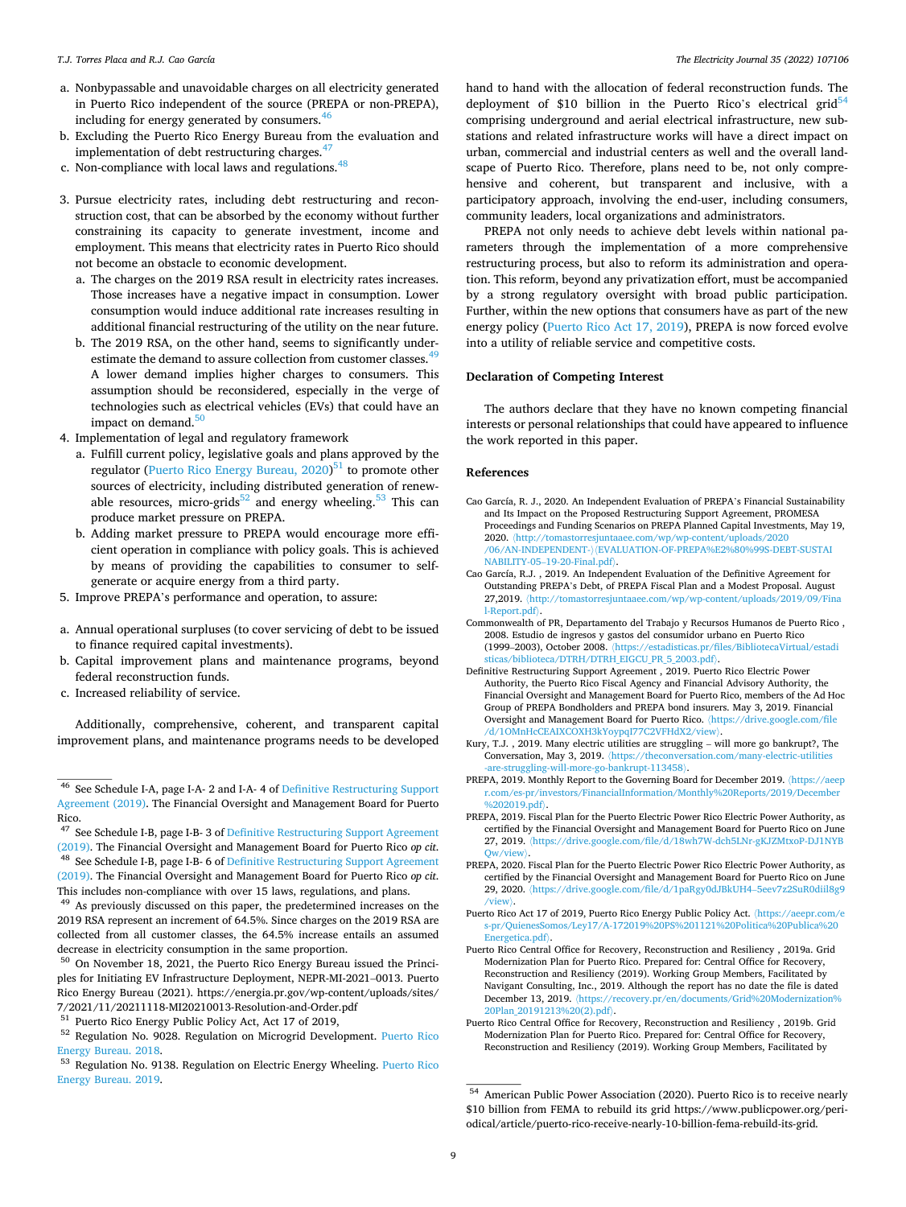a. Nonbypassable and unavoidable charges on all electricity generated in Puerto Rico independent of the source (PREPA or non-PREPA), including for energy generated by consumers.[46]
b. Excluding the Puerto Rico Energy Bureau from the evaluation and implementation of debt restructuring charges.[47]
c. Non-compliance with local laws and regulations.[48]

3. Pursue electricity rates, including debt restructuring and reconstruction cost, that can be absorbed by the economy without further constraining its capacity to generate investment, income and employment. This means that electricity rates in Puerto Rico should not become an obstacle to economic development.
   a. The charges on the 2019 RSA result in electricity rates increases. Those increases have a negative impact in consumption. Lower consumption would induce additional rate increases resulting in additional financial restructuring of the utility on the near future.
   b. The 2019 RSA, on the other hand, seems to significantly underestimate the demand to assure collection from customer classes.[49] A lower demand implies higher charges to consumers. This assumption should be reconsidered, especially in the verge of technologies such as electrical vehicles (EVs) that could have an impact on demand.[50]
4. Implementation of legal and regulatory framework
   a. Fulfill current policy, legislative goals and plans approved by the regulator (Puerto Rico Energy Bureau, 2020)[51] to promote other sources of electricity, including distributed generation of renewable resources, micro-grids[52] and energy wheeling.[53] This can produce market pressure on PREPA.
   b. Adding market pressure to PREPA would encourage more efficient operation in compliance with policy goals. This is achieved by means of providing the capabilities to consumer to self-generate or acquire energy from a third party.
5. Improve PREPA's performance and operation, to assure:

a. Annual operational surpluses (to cover servicing of debt to be issued to finance required capital investments).
b. Capital improvement plans and maintenance programs, beyond federal reconstruction funds.
c. Increased reliability of service.

Additionally, comprehensive, coherent, and transparent capital improvement plans, and maintenance programs needs to be developed hand to hand with the allocation of federal reconstruction funds. The deployment of $10 billion in the Puerto Rico's electrical grid[54] comprising underground and aerial electrical infrastructure, new substations and related infrastructure works will have a direct impact on urban, commercial and industrial centers as well and the overall landscape of Puerto Rico. Therefore, plans need to be, not only comprehensive and coherent, but transparent and inclusive, with a participatory approach, involving the end-user, including consumers, community leaders, local organizations and administrators.

PREPA not only needs to achieve debt levels within national parameters through the implementation of a more comprehensive restructuring process, but also to reform its administration and operation. This reform, beyond any privatization effort, must be accompanied by a strong regulatory oversight with broad public participation. Further, within the new options that consumers have as part of the new energy policy (Puerto Rico Act 17, 2019), PREPA is now forced evolve into a utility of reliable service and competitive costs.

## Declaration of Competing Interest

The authors declare that they have no known competing financial interests or personal relationships that could have appeared to influence the work reported in this paper.

## References

Cao García, R. J., 2020. An Independent Evaluation of PREPA's Financial Sustainability and Its Impact on the Proposed Restructuring Support Agreement, PROMESA Proceedings and Funding Scenarios on PREPA Planned Capital Investments, May 19, 2020. ⟨http://tomastorresjuntaaee.com/wp/wp-content/uploads/2020/06/AN-INDEPENDENT-⟩⟨EVALUATION-OF-PREPA%E2%80%99S-DEBT-SUSTAINABILITY-05–19-20-Final.pdf⟩.

Cao García, R.J. , 2019. An Independent Evaluation of the Definitive Agreement for Outstanding PREPA's Debt, of PREPA Fiscal Plan and a Modest Proposal. August 27,2019. ⟨http://tomastorresjuntaaee.com/wp/wp-content/uploads/2019/09/Final-Report.pdf⟩.

Commonwealth of PR, Departamento del Trabajo y Recursos Humanos de Puerto Rico , 2008. Estudio de ingresos y gastos del consumidor urbano en Puerto Rico (1999–2003), October 2008. ⟨https://estadisticas.pr/files/BibliotecaVirtual/estadisticas/biblioteca/DTRH/DTRH_EIGCU_PR_5_2003.pdf⟩.

Definitive Restructuring Support Agreement , 2019. Puerto Rico Electric Power Authority, the Puerto Rico Fiscal Agency and Financial Advisory Authority, the Financial Oversight and Management Board for Puerto Rico, members of the Ad Hoc Group of PREPA Bondholders and PREPA bond insurers. May 3, 2019. Financial Oversight and Management Board for Puerto Rico. ⟨https://drive.google.com/file/d/1OMnHcCEAIXCOXH3kYoypqI77C2VFHdX2/view⟩.

Kury, T.J. , 2019. Many electric utilities are struggling – will more go bankrupt?, The Conversation, May 3, 2019. ⟨https://theconversation.com/many-electric-utilities-are-struggling-will-more-go-bankrupt-113458⟩.

PREPA, 2019. Monthly Report to the Governing Board for December 2019. ⟨https://aeepr.com/es-pr/investors/FinancialInformation/Monthly%20Reports/2019/December%202019.pdf⟩.

PREPA, 2019. Fiscal Plan for the Puerto Electric Power Rico Electric Power Authority, as certified by the Financial Oversight and Management Board for Puerto Rico on June 27, 2019. ⟨https://drive.google.com/file/d/18wh7W-dch5LNr-gKJZMtxoP-DJ1NYBQw/view⟩.

PREPA, 2020. Fiscal Plan for the Puerto Electric Power Rico Electric Power Authority, as certified by the Financial Oversight and Management Board for Puerto Rico on June 29, 2020. ⟨https://drive.google.com/file/d/1paRgy0dJBkUH4–5eev7z2SuR0diil8g9/view⟩.

Puerto Rico Act 17 of 2019, Puerto Rico Energy Public Policy Act. ⟨https://aeepr.com/es-pr/QuienesSomos/Ley17/A-172019%20PS%201121%20Politica%20Publica%20Energetica.pdf⟩.

Puerto Rico Central Office for Recovery, Reconstruction and Resiliency , 2019a. Grid Modernization Plan for Puerto Rico. Prepared for: Central Office for Recovery, Reconstruction and Resiliency (2019). Working Group Members, Facilitated by Navigant Consulting, Inc., 2019. Although the report has no date the file is dated December 13, 2019. ⟨https://recovery.pr/en/documents/Grid%20Modernization%20Plan_20191213%20(2).pdf⟩.

Puerto Rico Central Office for Recovery, Reconstruction and Resiliency , 2019b. Grid Modernization Plan for Puerto Rico. Prepared for: Central Office for Recovery, Reconstruction and Resiliency (2019). Working Group Members, Facilitated by

---

[46] See Schedule I-A, page I-A- 2 and I-A- 4 of Definitive Restructuring Support Agreement (2019). The Financial Oversight and Management Board for Puerto Rico.

[47] See Schedule I-B, page I-B- 3 of Definitive Restructuring Support Agreement (2019). The Financial Oversight and Management Board for Puerto Rico *op cit*.

[48] See Schedule I-B, page I-B- 6 of Definitive Restructuring Support Agreement (2019). The Financial Oversight and Management Board for Puerto Rico *op cit*. This includes non-compliance with over 15 laws, regulations, and plans.

[49] As previously discussed on this paper, the predetermined increases on the 2019 RSA represent an increment of 64.5%. Since charges on the 2019 RSA are collected from all customer classes, the 64.5% increase entails an assumed decrease in electricity consumption in the same proportion.

[50] On November 18, 2021, the Puerto Rico Energy Bureau issued the Principles for Initiating EV Infrastructure Deployment, NEPR-MI-2021–0013. Puerto Rico Energy Bureau (2021). https://energia.pr.gov/wp-content/uploads/sites/7/2021/11/20211118-MI20210013-Resolution-and-Order.pdf

[51] Puerto Rico Energy Public Policy Act, Act 17 of 2019,

[52] Regulation No. 9028. Regulation on Microgrid Development. Puerto Rico Energy Bureau. 2018.

[53] Regulation No. 9138. Regulation on Electric Energy Wheeling. Puerto Rico Energy Bureau. 2019.

[54] American Public Power Association (2020). Puerto Rico is to receive nearly $10 billion from FEMA to rebuild its grid https://www.publicpower.org/periodical/article/puerto-rico-receive-nearly-10-billion-fema-rebuild-its-grid.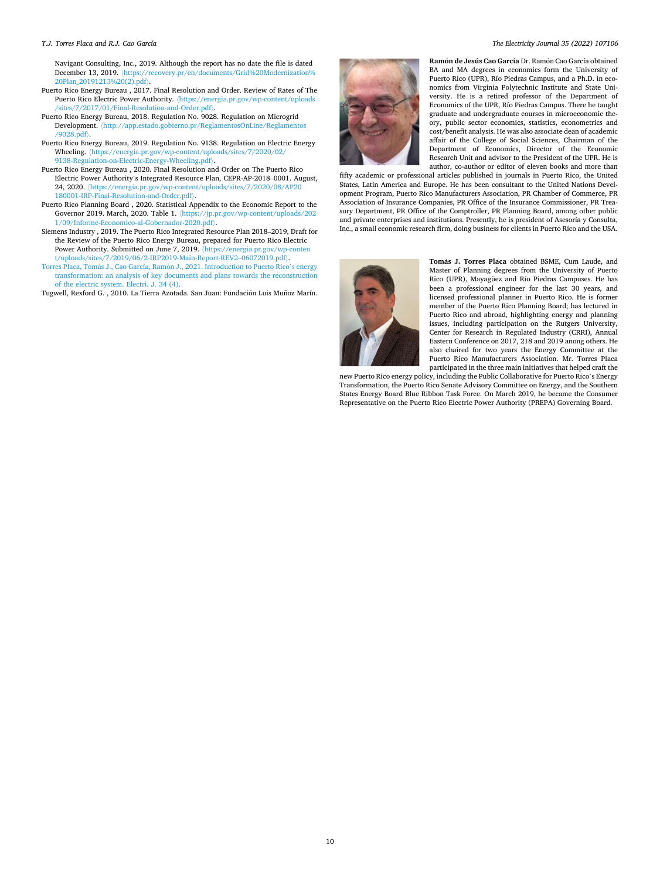Navigant Consulting, Inc., 2019. Although the report has no date the file is dated December 13, 2019. ⟨https://recovery.pr/en/documents/Grid%20Modernization%20Plan_20191213%20(2).pdf⟩.

Puerto Rico Energy Bureau , 2017. Final Resolution and Order. Review of Rates of The Puerto Rico Electric Power Authority. ⟨https://energia.pr.gov/wp-content/uploads/sites/7/2017/01/Final-Resolution-and-Order.pdf⟩.

Puerto Rico Energy Bureau, 2018. Regulation No. 9028. Regulation on Microgrid Development. ⟨http://app.estado.gobierno.pr/ReglamentosOnLine/Reglamentos/9028.pdf⟩.

Puerto Rico Energy Bureau, 2019. Regulation No. 9138. Regulation on Electric Energy Wheeling. ⟨https://energia.pr.gov/wp-content/uploads/sites/7/2020/02/9138-Regulation-on-Electric-Energy-Wheeling.pdf⟩.

Puerto Rico Energy Bureau , 2020. Final Resolution and Order on The Puerto Rico Electric Power Authority's Integrated Resource Plan, CEPR-AP-2018–0001. August, 24, 2020. ⟨https://energia.pr.gov/wp-content/uploads/sites/7/2020/08/AP20180001-IRP-Final-Resolution-and-Order.pdf⟩.

Puerto Rico Planning Board , 2020. Statistical Appendix to the Economic Report to the Governor 2019. March, 2020. Table 1. ⟨https://jp.pr.gov/wp-content/uploads/2021/09/Informe-Economico-al-Gobernador-2020.pdf⟩.

Siemens Industry , 2019. The Puerto Rico Integrated Resource Plan 2018–2019, Draft for the Review of the Puerto Rico Energy Bureau, prepared for Puerto Rico Electric Power Authority. Submitted on June 7, 2019. ⟨https://energia.pr.gov/wp-content/uploads/sites/7/2019/06/2-IRP2019-Main-Report-REV2–06072019.pdf⟩.

Torres Placa, Tomás J., Cao García, Ramón J., 2021. Introduction to Puerto Rico's energy transformation: an analysis of key documents and plans towards the reconstruction of the electric system. Electri. J. 34 (4).

Tugwell, Rexford G. , 2010. La Tierra Azotada. San Juan: Fundación Luis Muñoz Marín.

**Ramón de Jesús Cao García** Dr. Ramón Cao García obtained BA and MA degrees in economics form the University of Puerto Rico (UPR), Río Piedras Campus, and a Ph.D. in economics from Virginia Polytechnic Institute and State University. He is a retired professor of the Department of Economics of the UPR, Río Piedras Campus. There he taught graduate and undergraduate courses in microeconomic theory, public sector economics, statistics, econometrics and cost/benefit analysis. He was also associate dean of academic affair of the College of Social Sciences, Chairman of the Department of Economics, Director of the Economic Research Unit and advisor to the President of the UPR. He is author, co-author or editor of eleven books and more than fifty academic or professional articles published in journals in Puerto Rico, the United States, Latin America and Europe. He has been consultant to the United Nations Development Program, Puerto Rico Manufacturers Association, PR Chamber of Commerce, PR Association of Insurance Companies, PR Office of the Insurance Commissioner, PR Treasury Department, PR Office of the Comptroller, PR Planning Board, among other public and private enterprises and institutions. Presently, he is president of Asesoría y Consulta, Inc., a small economic research firm, doing business for clients in Puerto Rico and the USA.

**Tomás J. Torres Placa** obtained BSME, Cum Laude, and Master of Planning degrees from the University of Puerto Rico (UPR), Mayagüez and Río Piedras Campuses. He has been a professional engineer for the last 30 years, and licensed professional planner in Puerto Rico. He is former member of the Puerto Rico Planning Board; has lectured in Puerto Rico and abroad, highlighting energy and planning issues, including participation on the Rutgers University, Center for Research in Regulated Industry (CRRI), Annual Eastern Conference on 2017, 218 and 2019 anong others. He also chaired for two years the Energy Committee at the Puerto Rico Manufacturers Association. Mr. Torres Placa participated in the three main initiatives that helped craft the new Puerto Rico energy policy, including the Public Collaborative for Puerto Rico's Energy Transformation, the Puerto Rico Senate Advisory Committee on Energy, and the Southern States Energy Board Blue Ribbon Task Force. On March 2019, he became the Consumer Representative on the Puerto Rico Electric Power Authority (PREPA) Governing Board.